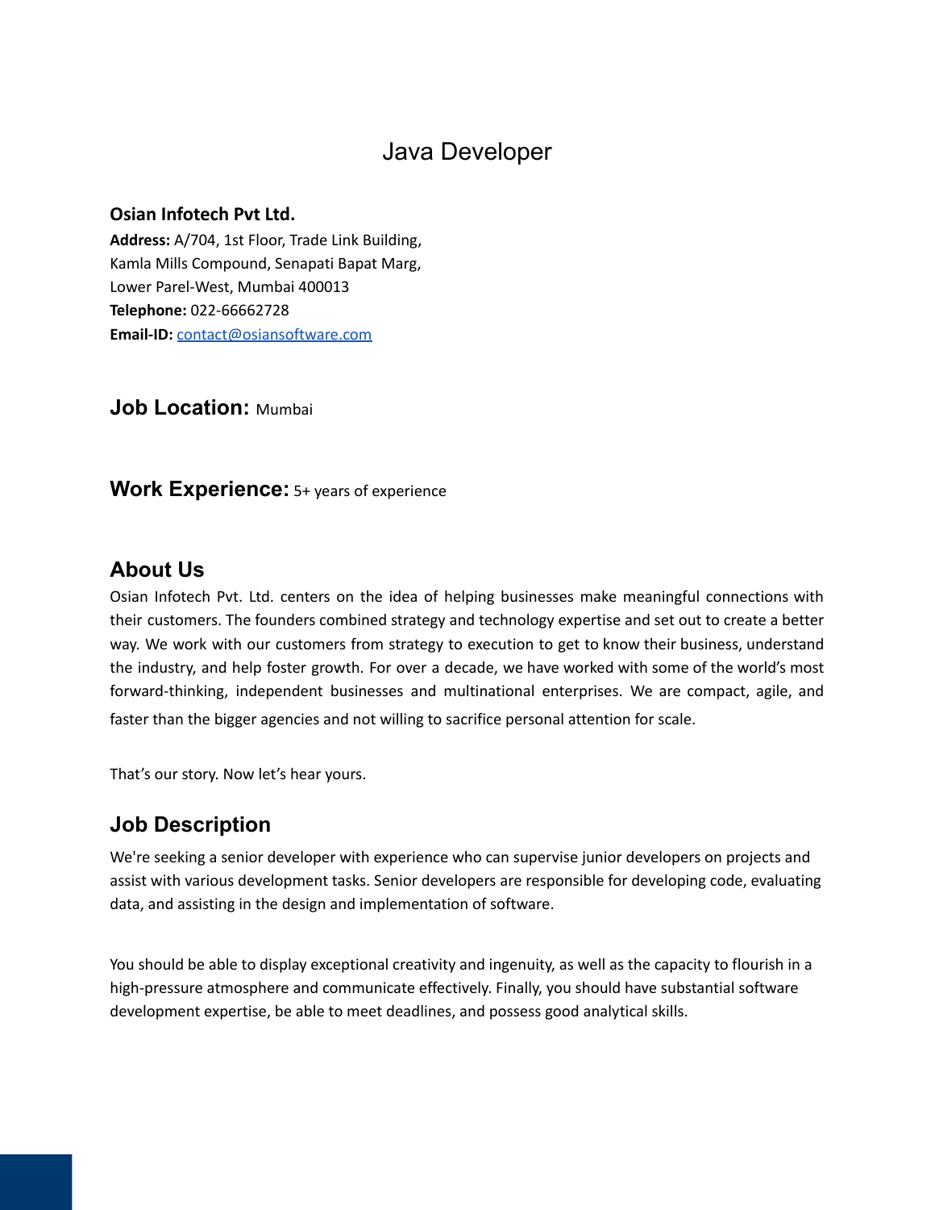# Java Developer

**Osian Infotech Pvt Ltd.**
**Address:** A/704, 1st Floor, Trade Link Building,
Kamla Mills Compound, Senapati Bapat Marg,
Lower Parel-West, Mumbai 400013
**Telephone:** 022-66662728
**Email-ID:** contact@osiansoftware.com

**Job Location:** Mumbai

**Work Experience:** 5+ years of experience

## About Us

Osian Infotech Pvt. Ltd. centers on the idea of helping businesses make meaningful connections with their customers. The founders combined strategy and technology expertise and set out to create a better way. We work with our customers from strategy to execution to get to know their business, understand the industry, and help foster growth. For over a decade, we have worked with some of the world's most forward-thinking, independent businesses and multinational enterprises. We are compact, agile, and faster than the bigger agencies and not willing to sacrifice personal attention for scale.

That's our story. Now let's hear yours.

## Job Description

We're seeking a senior developer with experience who can supervise junior developers on projects and assist with various development tasks. Senior developers are responsible for developing code, evaluating data, and assisting in the design and implementation of software.

You should be able to display exceptional creativity and ingenuity, as well as the capacity to flourish in a high-pressure atmosphere and communicate effectively. Finally, you should have substantial software development expertise, be able to meet deadlines, and possess good analytical skills.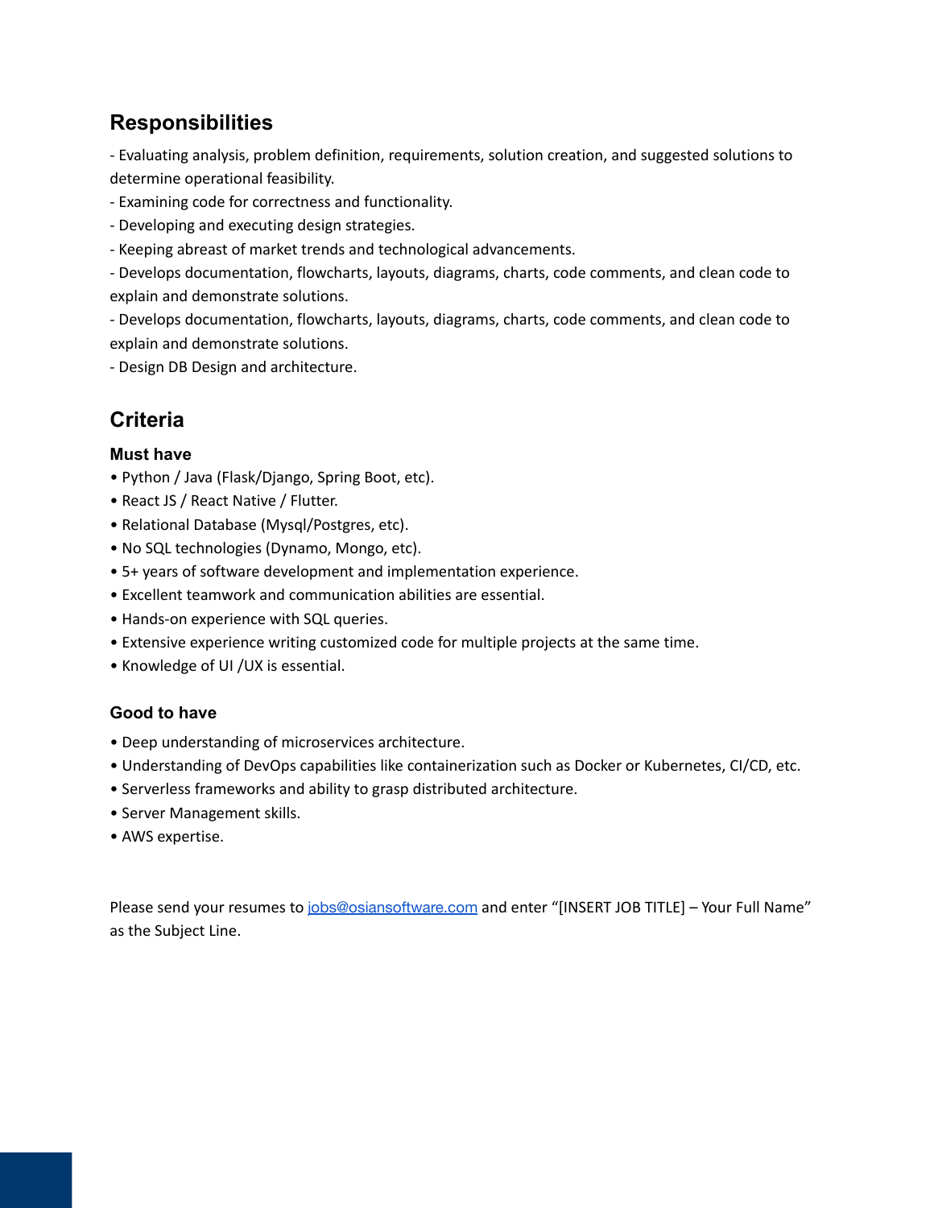## Responsibilities

- Evaluating analysis, problem definition, requirements, solution creation, and suggested solutions to determine operational feasibility.
- Examining code for correctness and functionality.
- Developing and executing design strategies.
- Keeping abreast of market trends and technological advancements.
- Develops documentation, flowcharts, layouts, diagrams, charts, code comments, and clean code to explain and demonstrate solutions.
- Develops documentation, flowcharts, layouts, diagrams, charts, code comments, and clean code to explain and demonstrate solutions.
- Design DB Design and architecture.

## Criteria

### Must have

- Python / Java (Flask/Django, Spring Boot, etc).
- React JS / React Native / Flutter.
- Relational Database (Mysql/Postgres, etc).
- No SQL technologies (Dynamo, Mongo, etc).
- 5+ years of software development and implementation experience.
- Excellent teamwork and communication abilities are essential.
- Hands-on experience with SQL queries.
- Extensive experience writing customized code for multiple projects at the same time.
- Knowledge of UI /UX is essential.

### Good to have

- Deep understanding of microservices architecture.
- Understanding of DevOps capabilities like containerization such as Docker or Kubernetes, CI/CD, etc.
- Serverless frameworks and ability to grasp distributed architecture.
- Server Management skills.
- AWS expertise.

Please send your resumes to jobs@osiansoftware.com and enter "[INSERT JOB TITLE] – Your Full Name" as the Subject Line.